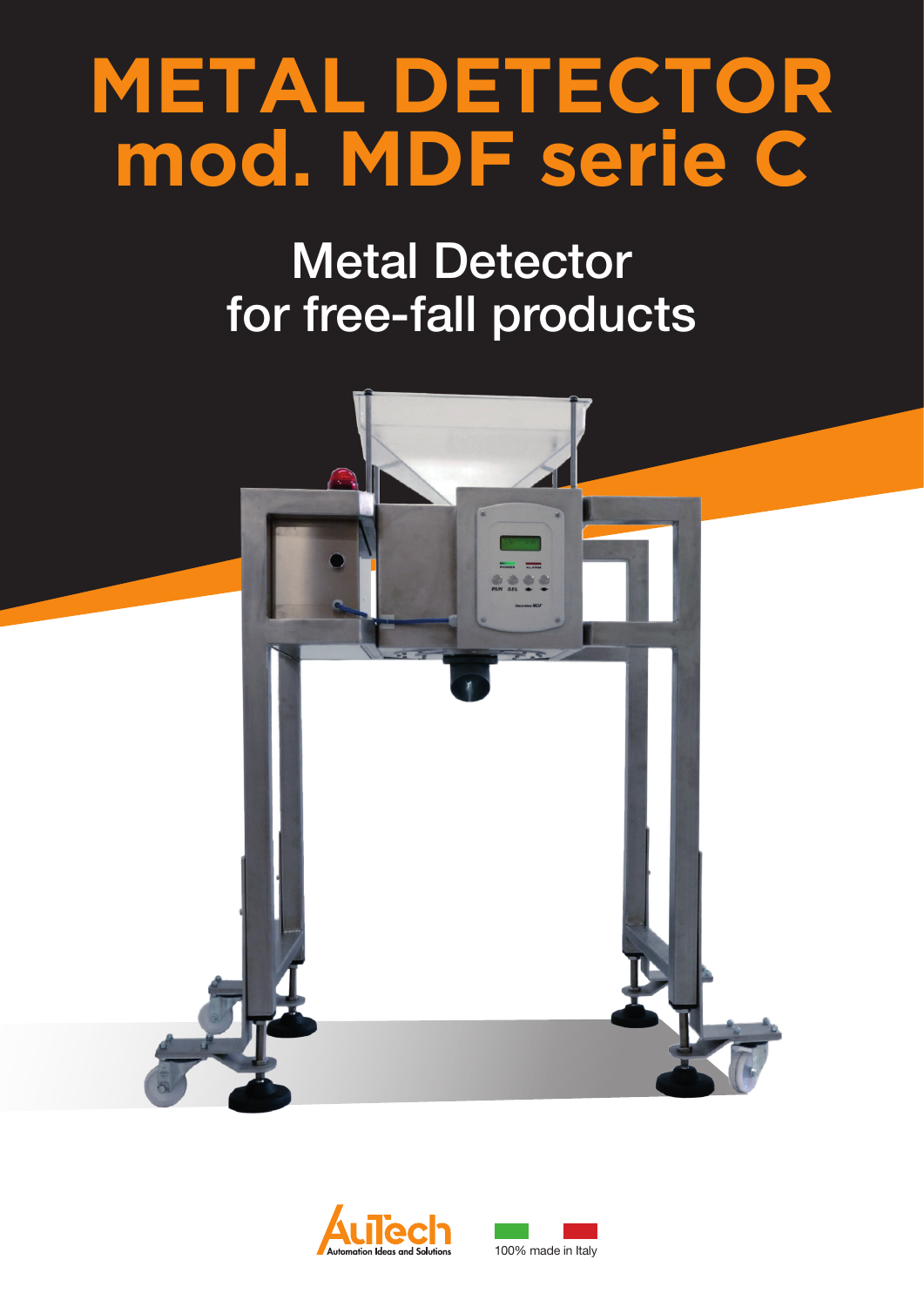# METAL DETECTOR mod. MDF serie C

## Metal Detector for free-fall products

AuTech Automation Ideas and Solutions

100% made in Italy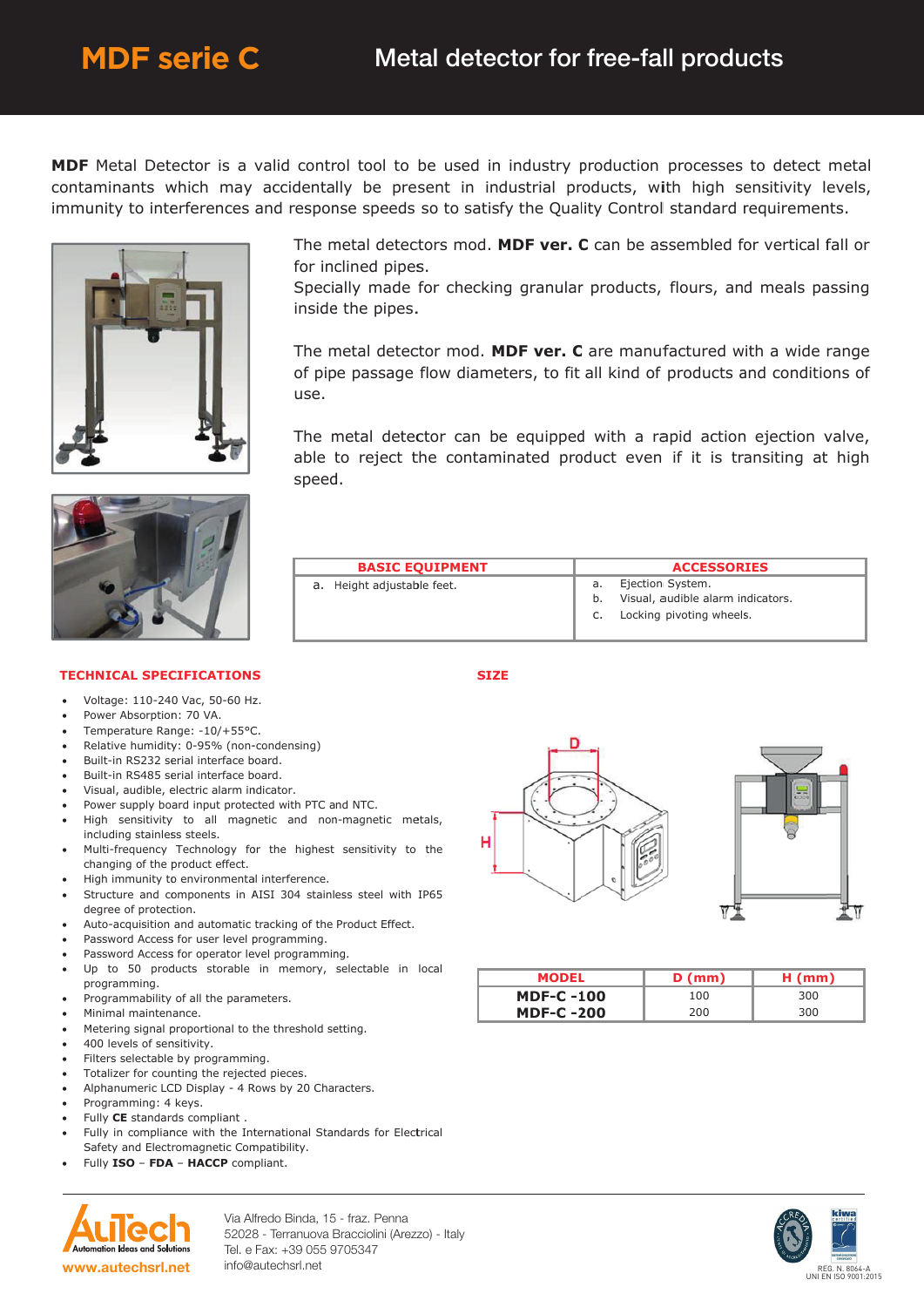# MDF serie C

## Metal detector for free-fall products

**MDF** Metal Detector is a valid control tool to be used in industry production processes to detect metal contaminants which may accidentally be present in industrial products, with high sensitivity levels, immunity to interferences and response speeds so to satisfy the Quality Control standard requirements.

The metal detectors mod. **MDF ver. C** can be assembled for vertical fall or for inclined pipes.
Specially made for checking granular products, flours, and meals passing inside the pipes.

The metal detector mod. **MDF ver. C** are manufactured with a wide range of pipe passage flow diameters, to fit all kind of products and conditions of use.

The metal detector can be equipped with a rapid action ejection valve, able to reject the contaminated product even if it is transiting at high speed.

| BASIC EQUIPMENT | ACCESSORIES |
|---|---|
| a. Height adjustable feet. | a. Ejection System.<br>b. Visual, audible alarm indicators.<br>c. Locking pivoting wheels. |

### TECHNICAL SPECIFICATIONS

- Voltage: 110-240 Vac, 50-60 Hz.
- Power Absorption: 70 VA.
- Temperature Range: -10/+55°C.
- Relative humidity: 0-95% (non-condensing)
- Built-in RS232 serial interface board.
- Built-in RS485 serial interface board.
- Visual, audible, electric alarm indicator.
- Power supply board input protected with PTC and NTC.
- High sensitivity to all magnetic and non-magnetic metals, including stainless steels.
- Multi-frequency Technology for the highest sensitivity to the changing of the product effect.
- High immunity to environmental interference.
- Structure and components in AISI 304 stainless steel with IP65 degree of protection.
- Auto-acquisition and automatic tracking of the Product Effect.
- Password Access for user level programming.
- Password Access for operator level programming.
- Up to 50 products storable in memory, selectable in local programming.
- Programmability of all the parameters.
- Minimal maintenance.
- Metering signal proportional to the threshold setting.
- 400 levels of sensitivity.
- Filters selectable by programming.
- Totalizer for counting the rejected pieces.
- Alphanumeric LCD Display - 4 Rows by 20 Characters.
- Programming: 4 keys.
- Fully **CE** standards compliant .
- Fully in compliance with the International Standards for Electrical Safety and Electromagnetic Compatibility.
- Fully **ISO** – **FDA** – **HACCP** compliant.

### SIZE

D

H

| MODEL | D (mm) | H (mm) |
|---|---|---|
| MDF-C -100 | 100 | 300 |
| MDF-C -200 | 200 | 300 |

AuTech
Automation Ideas and Solutions
www.autechsrl.net

Via Alfredo Binda, 15 - fraz. Penna
52028 - Terranuova Bracciolini (Arezzo) - Italy
Tel. e Fax: +39 055 9705347
info@autechsrl.net

REG. N. 8064-A
UNI EN ISO 9001:2015